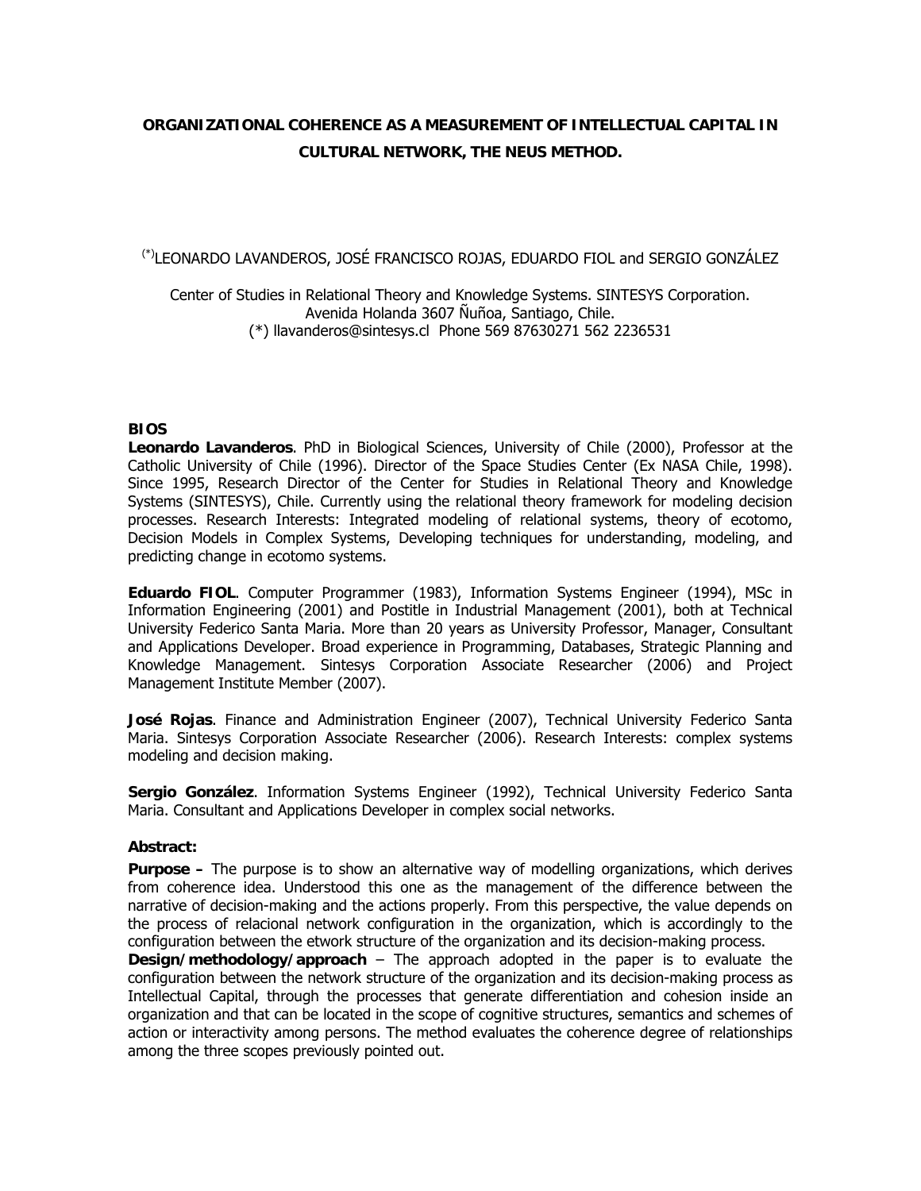# ORGANIZATIONAL COHERENCE AS A MEASUREMENT OF INTELLECTUAL CAPITAL IN CULTURAL NETWORK, THE NEUS METHOD.

[(*)]LEONARDO LAVANDEROS, JOSÉ FRANCISCO ROJAS, EDUARDO FIOL and SERGIO GONZÁLEZ

Center of Studies in Relational Theory and Knowledge Systems. SINTESYS Corporation.
Avenida Holanda 3607 Ñuñoa, Santiago, Chile.
(*) llavanderos@sintesys.cl Phone 569 87630271 562 2236531

**BIOS**

**Leonardo Lavanderos**. PhD in Biological Sciences, University of Chile (2000), Professor at the Catholic University of Chile (1996). Director of the Space Studies Center (Ex NASA Chile, 1998). Since 1995, Research Director of the Center for Studies in Relational Theory and Knowledge Systems (SINTESYS), Chile. Currently using the relational theory framework for modeling decision processes. Research Interests: Integrated modeling of relational systems, theory of ecotomo, Decision Models in Complex Systems, Developing techniques for understanding, modeling, and predicting change in ecotomo systems.

**Eduardo FIOL**. Computer Programmer (1983), Information Systems Engineer (1994), MSc in Information Engineering (2001) and Postitle in Industrial Management (2001), both at Technical University Federico Santa Maria. More than 20 years as University Professor, Manager, Consultant and Applications Developer. Broad experience in Programming, Databases, Strategic Planning and Knowledge Management. Sintesys Corporation Associate Researcher (2006) and Project Management Institute Member (2007).

**José Rojas**. Finance and Administration Engineer (2007), Technical University Federico Santa Maria. Sintesys Corporation Associate Researcher (2006). Research Interests: complex systems modeling and decision making.

**Sergio González**. Information Systems Engineer (1992), Technical University Federico Santa Maria. Consultant and Applications Developer in complex social networks.

**Abstract:**

**Purpose –** The purpose is to show an alternative way of modelling organizations, which derives from coherence idea. Understood this one as the management of the difference between the narrative of decision-making and the actions properly. From this perspective, the value depends on the process of relacional network configuration in the organization, which is accordingly to the configuration between the etwork structure of the organization and its decision-making process.

**Design/methodology/approach** – The approach adopted in the paper is to evaluate the configuration between the network structure of the organization and its decision-making process as Intellectual Capital, through the processes that generate differentiation and cohesion inside an organization and that can be located in the scope of cognitive structures, semantics and schemes of action or interactivity among persons. The method evaluates the coherence degree of relationships among the three scopes previously pointed out.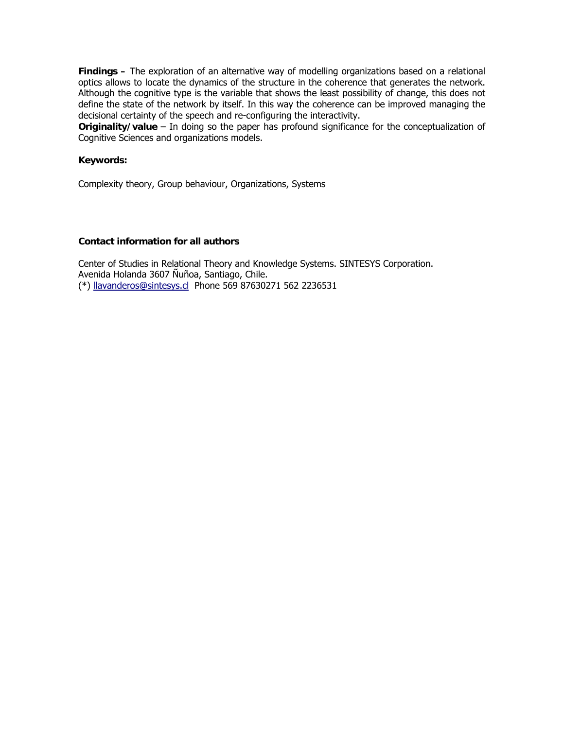**Findings –** The exploration of an alternative way of modelling organizations based on a relational optics allows to locate the dynamics of the structure in the coherence that generates the network. Although the cognitive type is the variable that shows the least possibility of change, this does not define the state of the network by itself. In this way the coherence can be improved managing the decisional certainty of the speech and re-configuring the interactivity.

**Originality/value** – In doing so the paper has profound significance for the conceptualization of Cognitive Sciences and organizations models.

**Keywords:**

Complexity theory, Group behaviour, Organizations, Systems

**Contact information for all authors**

Center of Studies in Relational Theory and Knowledge Systems. SINTESYS Corporation.
Avenida Holanda 3607 Ñuñoa, Santiago, Chile.
(*) llavanderos@sintesys.cl Phone 569 87630271 562 2236531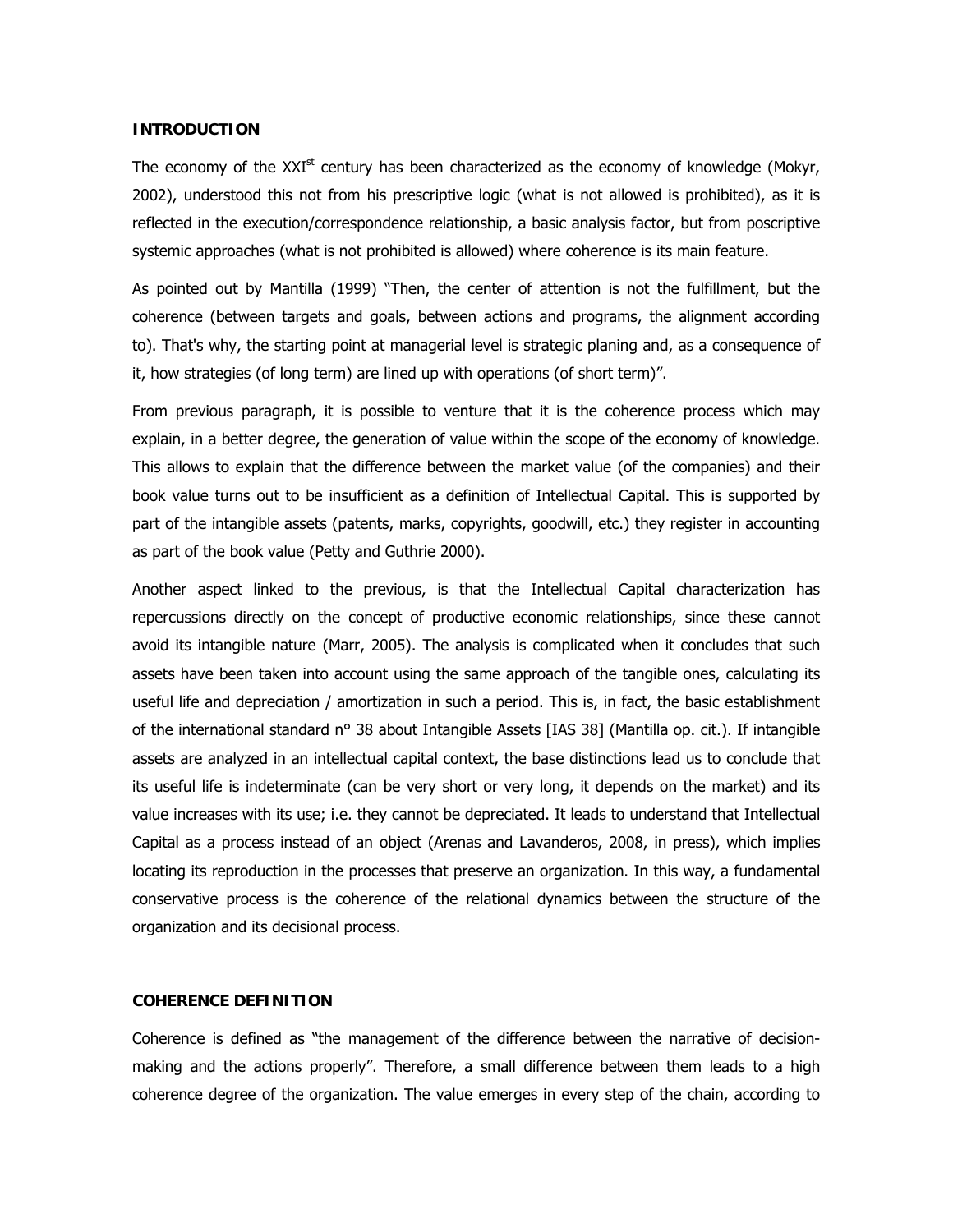## INTRODUCTION

The economy of the XXI[st] century has been characterized as the economy of knowledge (Mokyr, 2002), understood this not from his prescriptive logic (what is not allowed is prohibited), as it is reflected in the execution/correspondence relationship, a basic analysis factor, but from poscriptive systemic approaches (what is not prohibited is allowed) where coherence is its main feature.

As pointed out by Mantilla (1999) "Then, the center of attention is not the fulfillment, but the coherence (between targets and goals, between actions and programs, the alignment according to). That's why, the starting point at managerial level is strategic planing and, as a consequence of it, how strategies (of long term) are lined up with operations (of short term)".

From previous paragraph, it is possible to venture that it is the coherence process which may explain, in a better degree, the generation of value within the scope of the economy of knowledge. This allows to explain that the difference between the market value (of the companies) and their book value turns out to be insufficient as a definition of Intellectual Capital. This is supported by part of the intangible assets (patents, marks, copyrights, goodwill, etc.) they register in accounting as part of the book value (Petty and Guthrie 2000).

Another aspect linked to the previous, is that the Intellectual Capital characterization has repercussions directly on the concept of productive economic relationships, since these cannot avoid its intangible nature (Marr, 2005). The analysis is complicated when it concludes that such assets have been taken into account using the same approach of the tangible ones, calculating its useful life and depreciation / amortization in such a period. This is, in fact, the basic establishment of the international standard n° 38 about Intangible Assets [IAS 38] (Mantilla op. cit.). If intangible assets are analyzed in an intellectual capital context, the base distinctions lead us to conclude that its useful life is indeterminate (can be very short or very long, it depends on the market) and its value increases with its use; i.e. they cannot be depreciated. It leads to understand that Intellectual Capital as a process instead of an object (Arenas and Lavanderos, 2008, in press), which implies locating its reproduction in the processes that preserve an organization. In this way, a fundamental conservative process is the coherence of the relational dynamics between the structure of the organization and its decisional process.

## COHERENCE DEFINITION

Coherence is defined as "the management of the difference between the narrative of decision-making and the actions properly". Therefore, a small difference between them leads to a high coherence degree of the organization. The value emerges in every step of the chain, according to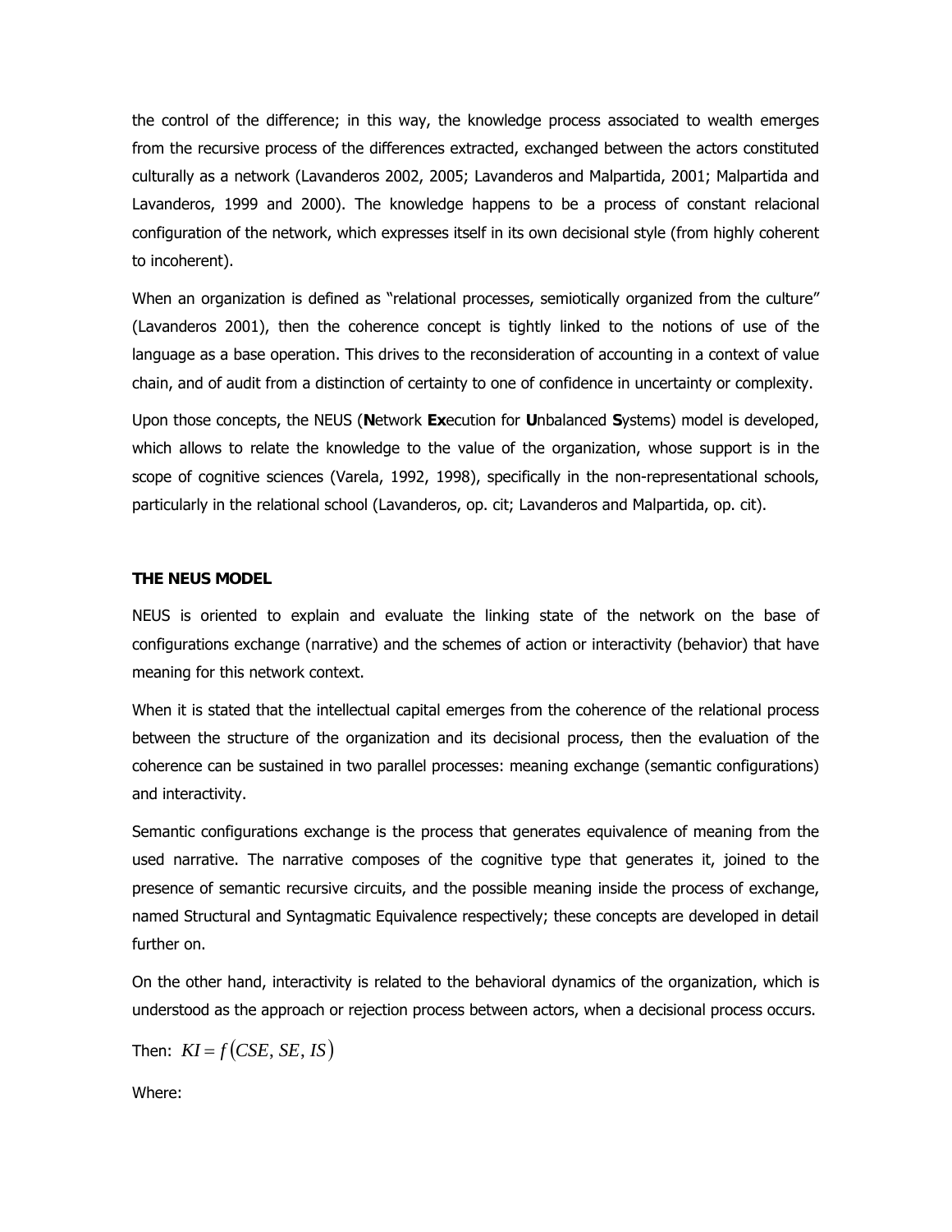the control of the difference; in this way, the knowledge process associated to wealth emerges from the recursive process of the differences extracted, exchanged between the actors constituted culturally as a network (Lavanderos 2002, 2005; Lavanderos and Malpartida, 2001; Malpartida and Lavanderos, 1999 and 2000). The knowledge happens to be a process of constant relacional configuration of the network, which expresses itself in its own decisional style (from highly coherent to incoherent).

When an organization is defined as "relational processes, semiotically organized from the culture" (Lavanderos 2001), then the coherence concept is tightly linked to the notions of use of the language as a base operation. This drives to the reconsideration of accounting in a context of value chain, and of audit from a distinction of certainty to one of confidence in uncertainty or complexity.

Upon those concepts, the NEUS (**N**etwork **Ex**ecution for **U**nbalanced **S**ystems) model is developed, which allows to relate the knowledge to the value of the organization, whose support is in the scope of cognitive sciences (Varela, 1992, 1998), specifically in the non-representational schools, particularly in the relational school (Lavanderos, op. cit; Lavanderos and Malpartida, op. cit).

## THE NEUS MODEL

NEUS is oriented to explain and evaluate the linking state of the network on the base of configurations exchange (narrative) and the schemes of action or interactivity (behavior) that have meaning for this network context.

When it is stated that the intellectual capital emerges from the coherence of the relational process between the structure of the organization and its decisional process, then the evaluation of the coherence can be sustained in two parallel processes: meaning exchange (semantic configurations) and interactivity.

Semantic configurations exchange is the process that generates equivalence of meaning from the used narrative. The narrative composes of the cognitive type that generates it, joined to the presence of semantic recursive circuits, and the possible meaning inside the process of exchange, named Structural and Syntagmatic Equivalence respectively; these concepts are developed in detail further on.

On the other hand, interactivity is related to the behavioral dynamics of the organization, which is understood as the approach or rejection process between actors, when a decisional process occurs.

Then: $KI = f\left(CSE, SE, IS\right)$

Where: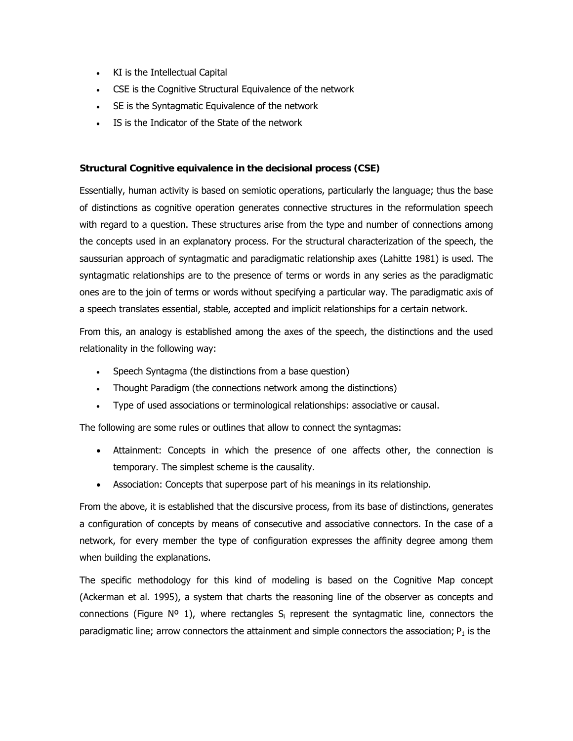- KI is the Intellectual Capital
- CSE is the Cognitive Structural Equivalence of the network
- SE is the Syntagmatic Equivalence of the network
- IS is the Indicator of the State of the network

**Structural Cognitive equivalence in the decisional process (CSE)**

Essentially, human activity is based on semiotic operations, particularly the language; thus the base of distinctions as cognitive operation generates connective structures in the reformulation speech with regard to a question. These structures arise from the type and number of connections among the concepts used in an explanatory process. For the structural characterization of the speech, the saussurian approach of syntagmatic and paradigmatic relationship axes (Lahitte 1981) is used. The syntagmatic relationships are to the presence of terms or words in any series as the paradigmatic ones are to the join of terms or words without specifying a particular way. The paradigmatic axis of a speech translates essential, stable, accepted and implicit relationships for a certain network.

From this, an analogy is established among the axes of the speech, the distinctions and the used relationality in the following way:

- Speech Syntagma (the distinctions from a base question)
- Thought Paradigm (the connections network among the distinctions)
- Type of used associations or terminological relationships: associative or causal.

The following are some rules or outlines that allow to connect the syntagmas:

- Attainment: Concepts in which the presence of one affects other, the connection is temporary. The simplest scheme is the causality.
- Association: Concepts that superpose part of his meanings in its relationship.

From the above, it is established that the discursive process, from its base of distinctions, generates a configuration of concepts by means of consecutive and associative connectors. In the case of a network, for every member the type of configuration expresses the affinity degree among them when building the explanations.

The specific methodology for this kind of modeling is based on the Cognitive Map concept (Ackerman et al. 1995), a system that charts the reasoning line of the observer as concepts and connections (Figure Nº 1), where rectangles $S_i$ represent the syntagmatic line, connectors the paradigmatic line; arrow connectors the attainment and simple connectors the association; $P_1$ is the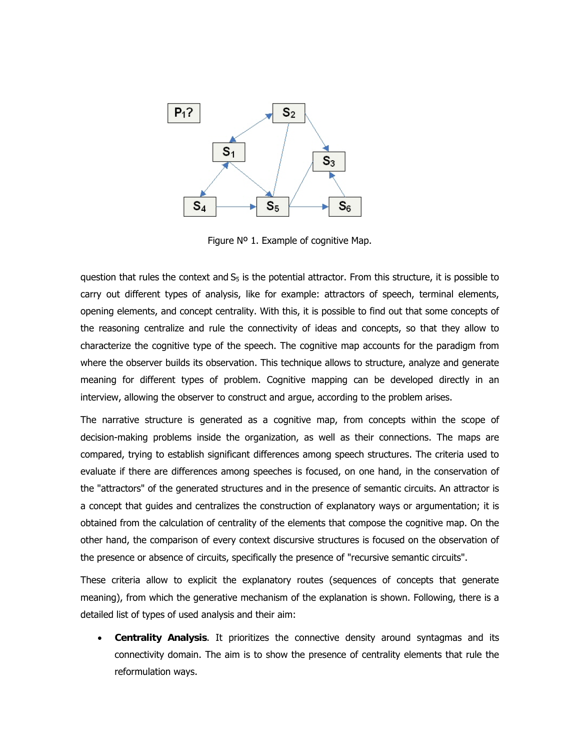Figure Nº 1. Example of cognitive Map.

question that rules the context and $S_5$ is the potential attractor. From this structure, it is possible to carry out different types of analysis, like for example: attractors of speech, terminal elements, opening elements, and concept centrality. With this, it is possible to find out that some concepts of the reasoning centralize and rule the connectivity of ideas and concepts, so that they allow to characterize the cognitive type of the speech. The cognitive map accounts for the paradigm from where the observer builds its observation. This technique allows to structure, analyze and generate meaning for different types of problem. Cognitive mapping can be developed directly in an interview, allowing the observer to construct and argue, according to the problem arises.

The narrative structure is generated as a cognitive map, from concepts within the scope of decision-making problems inside the organization, as well as their connections. The maps are compared, trying to establish significant differences among speech structures. The criteria used to evaluate if there are differences among speeches is focused, on one hand, in the conservation of the "attractors" of the generated structures and in the presence of semantic circuits. An attractor is a concept that guides and centralizes the construction of explanatory ways or argumentation; it is obtained from the calculation of centrality of the elements that compose the cognitive map. On the other hand, the comparison of every context discursive structures is focused on the observation of the presence or absence of circuits, specifically the presence of "recursive semantic circuits".

These criteria allow to explicit the explanatory routes (sequences of concepts that generate meaning), from which the generative mechanism of the explanation is shown. Following, there is a detailed list of types of used analysis and their aim:

- **Centrality Analysis**. It prioritizes the connective density around syntagmas and its connectivity domain. The aim is to show the presence of centrality elements that rule the reformulation ways.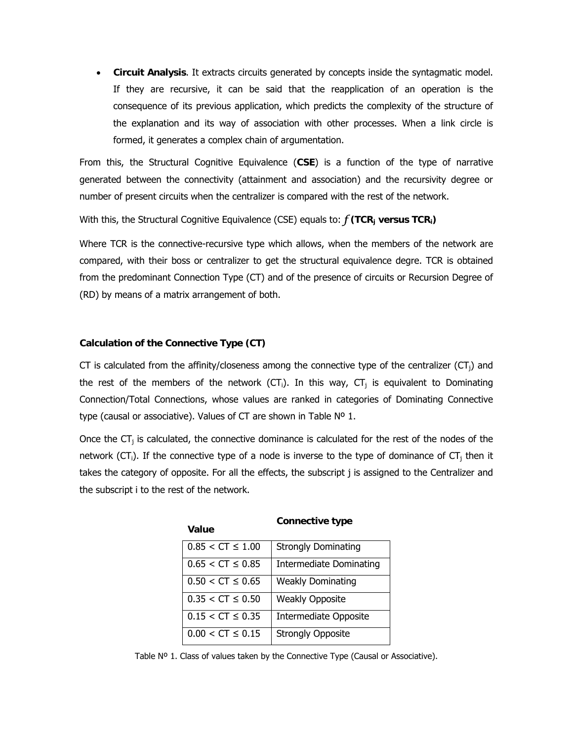- **Circuit Analysis**. It extracts circuits generated by concepts inside the syntagmatic model. If they are recursive, it can be said that the reapplication of an operation is the consequence of its previous application, which predicts the complexity of the structure of the explanation and its way of association with other processes. When a link circle is formed, it generates a complex chain of argumentation.

From this, the Structural Cognitive Equivalence (**CSE**) is a function of the type of narrative generated between the connectivity (attainment and association) and the recursivity degree or number of present circuits when the centralizer is compared with the rest of the network.

With this, the Structural Cognitive Equivalence (CSE) equals to: $f$ **($TCR_j$ versus $TCR_i$)**

Where TCR is the connective-recursive type which allows, when the members of the network are compared, with their boss or centralizer to get the structural equivalence degre. TCR is obtained from the predominant Connection Type (CT) and of the presence of circuits or Recursion Degree of (RD) by means of a matrix arrangement of both.

### Calculation of the Connective Type (CT)

CT is calculated from the affinity/closeness among the connective type of the centralizer ($CT_j$) and the rest of the members of the network ($CT_i$). In this way, $CT_j$ is equivalent to Dominating Connection/Total Connections, whose values are ranked in categories of Dominating Connective type (causal or associative). Values of CT are shown in Table Nº 1.

Once the $CT_j$ is calculated, the connective dominance is calculated for the rest of the nodes of the network ($CT_i$). If the connective type of a node is inverse to the type of dominance of $CT_j$ then it takes the category of opposite. For all the effects, the subscript j is assigned to the Centralizer and the subscript i to the rest of the network.

| Value | Connective type |
|---|---|
| $0.85 < CT \leq 1.00$ | Strongly Dominating |
| $0.65 < CT \leq 0.85$ | Intermediate Dominating |
| $0.50 < CT \leq 0.65$ | Weakly Dominating |
| $0.35 < CT \leq 0.50$ | Weakly Opposite |
| $0.15 < CT \leq 0.35$ | Intermediate Opposite |
| $0.00 < CT \leq 0.15$ | Strongly Opposite |

Table Nº 1. Class of values taken by the Connective Type (Causal or Associative).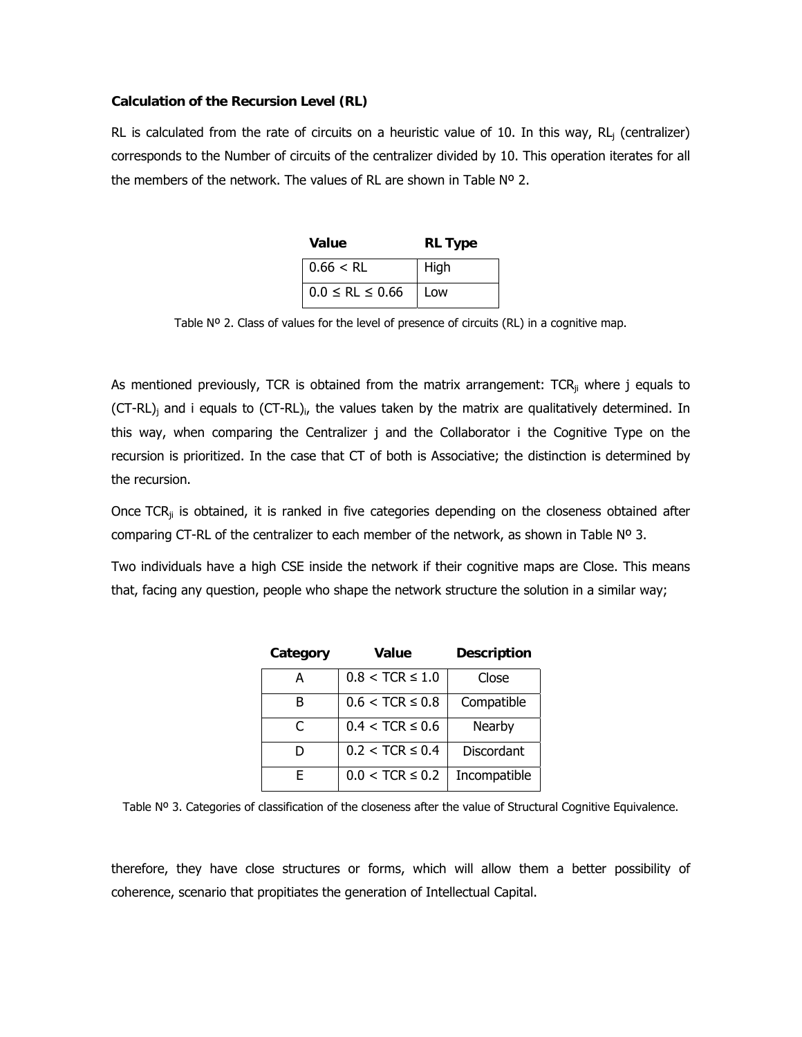**Calculation of the Recursion Level (RL)**

RL is calculated from the rate of circuits on a heuristic value of 10. In this way, $RL_j$ (centralizer) corresponds to the Number of circuits of the centralizer divided by 10. This operation iterates for all the members of the network. The values of RL are shown in Table Nº 2.

| Value | RL Type |
|---|---|
| $0.66 < RL$ | High |
| $0.0 \leq RL \leq 0.66$ | Low |

Table Nº 2. Class of values for the level of presence of circuits (RL) in a cognitive map.

As mentioned previously, TCR is obtained from the matrix arrangement: $TCR_{ji}$ where j equals to $(CT\text{-}RL)_j$ and i equals to $(CT\text{-}RL)_i$, the values taken by the matrix are qualitatively determined. In this way, when comparing the Centralizer j and the Collaborator i the Cognitive Type on the recursion is prioritized. In the case that CT of both is Associative; the distinction is determined by the recursion.

Once $TCR_{ji}$ is obtained, it is ranked in five categories depending on the closeness obtained after comparing CT-RL of the centralizer to each member of the network, as shown in Table Nº 3.

Two individuals have a high CSE inside the network if their cognitive maps are Close. This means that, facing any question, people who shape the network structure the solution in a similar way;

| Category | Value | Description |
|---|---|---|
| A | $0.8 < TCR \leq 1.0$ | Close |
| B | $0.6 < TCR \leq 0.8$ | Compatible |
| C | $0.4 < TCR \leq 0.6$ | Nearby |
| D | $0.2 < TCR \leq 0.4$ | Discordant |
| E | $0.0 < TCR \leq 0.2$ | Incompatible |

Table Nº 3. Categories of classification of the closeness after the value of Structural Cognitive Equivalence.

therefore, they have close structures or forms, which will allow them a better possibility of coherence, scenario that propitiates the generation of Intellectual Capital.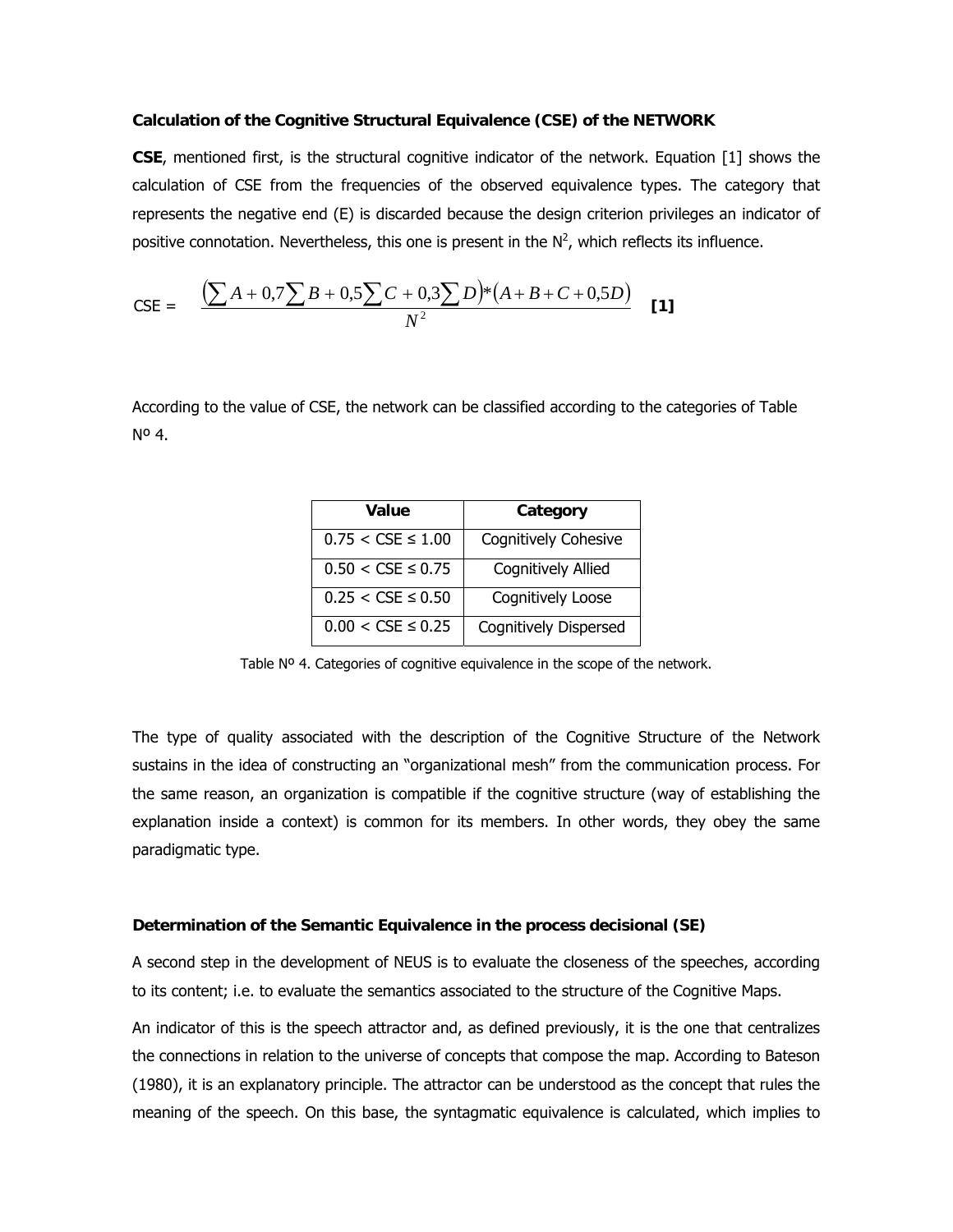**Calculation of the Cognitive Structural Equivalence (CSE) of the NETWORK**

**CSE**, mentioned first, is the structural cognitive indicator of the network. Equation [1] shows the calculation of CSE from the frequencies of the observed equivalence types. The category that represents the negative end (E) is discarded because the design criterion privileges an indicator of positive connotation. Nevertheless, this one is present in the $N^2$, which reflects its influence.

$$\text{CSE} = \frac{\left(\sum A + 0{,}7\sum B + 0{,}5\sum C + 0{,}3\sum D\right) * \left(A + B + C + 0{,}5D\right)}{N^2} \quad \textbf{[1]}$$

According to the value of CSE, the network can be classified according to the categories of Table Nº 4.

| Value | Category |
|---|---|
| 0.75 < CSE ≤ 1.00 | Cognitively Cohesive |
| 0.50 < CSE ≤ 0.75 | Cognitively Allied |
| 0.25 < CSE ≤ 0.50 | Cognitively Loose |
| 0.00 < CSE ≤ 0.25 | Cognitively Dispersed |

Table Nº 4. Categories of cognitive equivalence in the scope of the network.

The type of quality associated with the description of the Cognitive Structure of the Network sustains in the idea of constructing an "organizational mesh" from the communication process. For the same reason, an organization is compatible if the cognitive structure (way of establishing the explanation inside a context) is common for its members. In other words, they obey the same paradigmatic type.

**Determination of the Semantic Equivalence in the process decisional (SE)**

A second step in the development of NEUS is to evaluate the closeness of the speeches, according to its content; i.e. to evaluate the semantics associated to the structure of the Cognitive Maps.

An indicator of this is the speech attractor and, as defined previously, it is the one that centralizes the connections in relation to the universe of concepts that compose the map. According to Bateson (1980), it is an explanatory principle. The attractor can be understood as the concept that rules the meaning of the speech. On this base, the syntagmatic equivalence is calculated, which implies to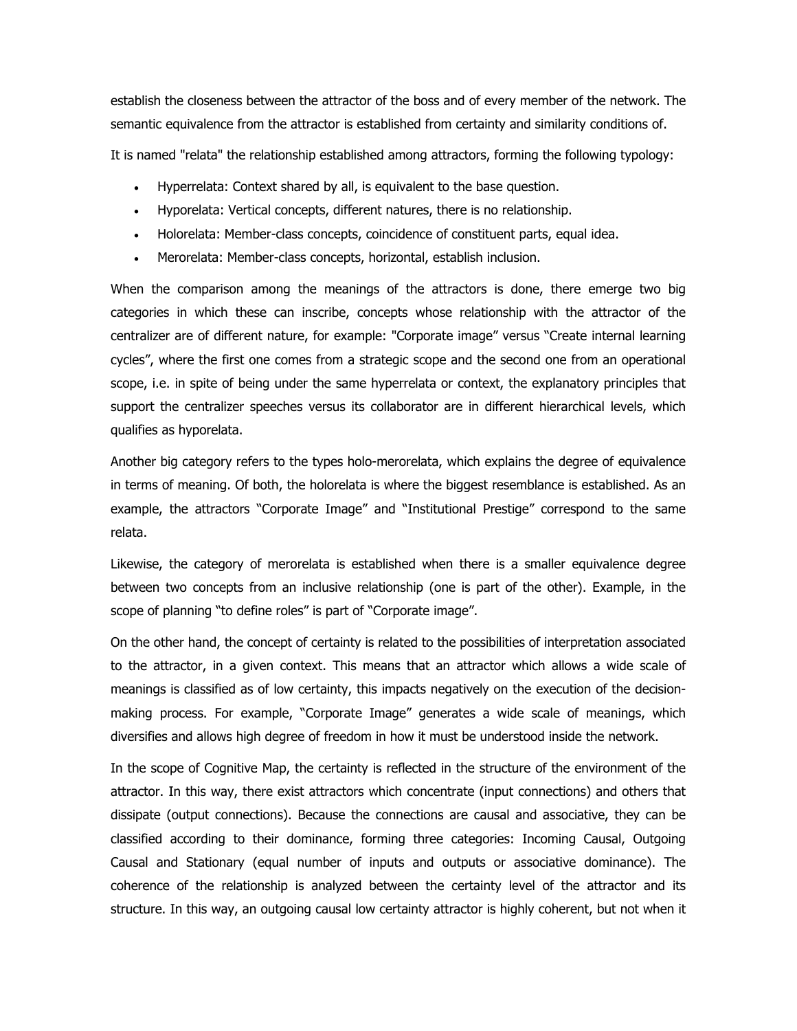establish the closeness between the attractor of the boss and of every member of the network. The semantic equivalence from the attractor is established from certainty and similarity conditions of.

It is named "relata" the relationship established among attractors, forming the following typology:

- Hyperrelata: Context shared by all, is equivalent to the base question.
- Hyporelata: Vertical concepts, different natures, there is no relationship.
- Holorelata: Member-class concepts, coincidence of constituent parts, equal idea.
- Merorelata: Member-class concepts, horizontal, establish inclusion.

When the comparison among the meanings of the attractors is done, there emerge two big categories in which these can inscribe, concepts whose relationship with the attractor of the centralizer are of different nature, for example: "Corporate image" versus "Create internal learning cycles", where the first one comes from a strategic scope and the second one from an operational scope, i.e. in spite of being under the same hyperrelata or context, the explanatory principles that support the centralizer speeches versus its collaborator are in different hierarchical levels, which qualifies as hyporelata.

Another big category refers to the types holo-merorelata, which explains the degree of equivalence in terms of meaning. Of both, the holorelata is where the biggest resemblance is established. As an example, the attractors "Corporate Image" and "Institutional Prestige" correspond to the same relata.

Likewise, the category of merorelata is established when there is a smaller equivalence degree between two concepts from an inclusive relationship (one is part of the other). Example, in the scope of planning "to define roles" is part of "Corporate image".

On the other hand, the concept of certainty is related to the possibilities of interpretation associated to the attractor, in a given context. This means that an attractor which allows a wide scale of meanings is classified as of low certainty, this impacts negatively on the execution of the decision-making process. For example, "Corporate Image" generates a wide scale of meanings, which diversifies and allows high degree of freedom in how it must be understood inside the network.

In the scope of Cognitive Map, the certainty is reflected in the structure of the environment of the attractor. In this way, there exist attractors which concentrate (input connections) and others that dissipate (output connections). Because the connections are causal and associative, they can be classified according to their dominance, forming three categories: Incoming Causal, Outgoing Causal and Stationary (equal number of inputs and outputs or associative dominance). The coherence of the relationship is analyzed between the certainty level of the attractor and its structure. In this way, an outgoing causal low certainty attractor is highly coherent, but not when it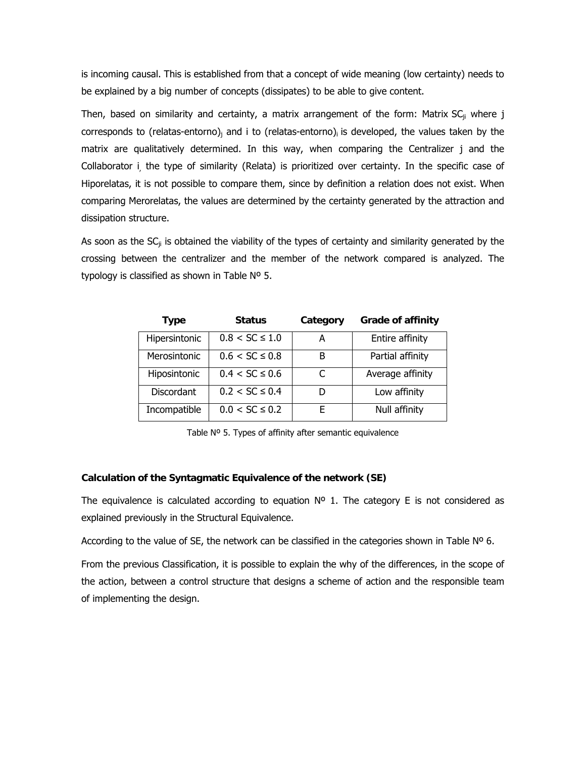is incoming causal. This is established from that a concept of wide meaning (low certainty) needs to be explained by a big number of concepts (dissipates) to be able to give content.

Then, based on similarity and certainty, a matrix arrangement of the form: Matrix $SC_{ji}$ where j corresponds to $(\text{relatas-entorno})_j$ and i to $(\text{relatas-entorno})_i$ is developed, the values taken by the matrix are qualitatively determined. In this way, when comparing the Centralizer j and the Collaborator i, the type of similarity (Relata) is prioritized over certainty. In the specific case of Hiporelatas, it is not possible to compare them, since by definition a relation does not exist. When comparing Merorelatas, the values are determined by the certainty generated by the attraction and dissipation structure.

As soon as the $SC_{ji}$ is obtained the viability of the types of certainty and similarity generated by the crossing between the centralizer and the member of the network compared is analyzed. The typology is classified as shown in Table Nº 5.

| Type | Status | Category | Grade of affinity |
|---|---|---|---|
| Hipersintonic | $0.8 < SC \leq 1.0$ | A | Entire affinity |
| Merosintonic | $0.6 < SC \leq 0.8$ | B | Partial affinity |
| Hiposintonic | $0.4 < SC \leq 0.6$ | C | Average affinity |
| Discordant | $0.2 < SC \leq 0.4$ | D | Low affinity |
| Incompatible | $0.0 < SC \leq 0.2$ | E | Null affinity |

Table Nº 5. Types of affinity after semantic equivalence

**Calculation of the Syntagmatic Equivalence of the network (SE)**

The equivalence is calculated according to equation Nº 1. The category E is not considered as explained previously in the Structural Equivalence.

According to the value of SE, the network can be classified in the categories shown in Table Nº 6.

From the previous Classification, it is possible to explain the why of the differences, in the scope of the action, between a control structure that designs a scheme of action and the responsible team of implementing the design.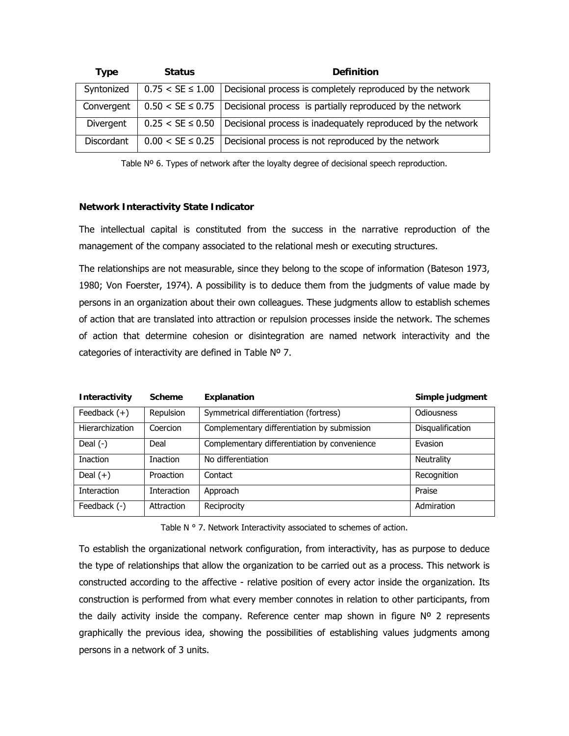| Type | Status | Definition |
| --- | --- | --- |
| Syntonized | $0.75 < SE \leq 1.00$ | Decisional process is completely reproduced by the network |
| Convergent | $0.50 < SE \leq 0.75$ | Decisional process is partially reproduced by the network |
| Divergent | $0.25 < SE \leq 0.50$ | Decisional process is inadequately reproduced by the network |
| Discordant | $0.00 < SE \leq 0.25$ | Decisional process is not reproduced by the network |

Table Nº 6. Types of network after the loyalty degree of decisional speech reproduction.

**Network Interactivity State Indicator**

The intellectual capital is constituted from the success in the narrative reproduction of the management of the company associated to the relational mesh or executing structures.

The relationships are not measurable, since they belong to the scope of information (Bateson 1973, 1980; Von Foerster, 1974). A possibility is to deduce them from the judgments of value made by persons in an organization about their own colleagues. These judgments allow to establish schemes of action that are translated into attraction or repulsion processes inside the network. The schemes of action that determine cohesion or disintegration are named network interactivity and the categories of interactivity are defined in Table Nº 7.

| Interactivity | Scheme | Explanation | Simple judgment |
| --- | --- | --- | --- |
| Feedback (+) | Repulsion | Symmetrical differentiation (fortress) | Odiousness |
| Hierarchization | Coercion | Complementary differentiation by submission | Disqualification |
| Deal (-) | Deal | Complementary differentiation by convenience | Evasion |
| Inaction | Inaction | No differentiation | Neutrality |
| Deal (+) | Proaction | Contact | Recognition |
| Interaction | Interaction | Approach | Praise |
| Feedback (-) | Attraction | Reciprocity | Admiration |

Table N ° 7. Network Interactivity associated to schemes of action.

To establish the organizational network configuration, from interactivity, has as purpose to deduce the type of relationships that allow the organization to be carried out as a process. This network is constructed according to the affective - relative position of every actor inside the organization. Its construction is performed from what every member connotes in relation to other participants, from the daily activity inside the company. Reference center map shown in figure Nº 2 represents graphically the previous idea, showing the possibilities of establishing values judgments among persons in a network of 3 units.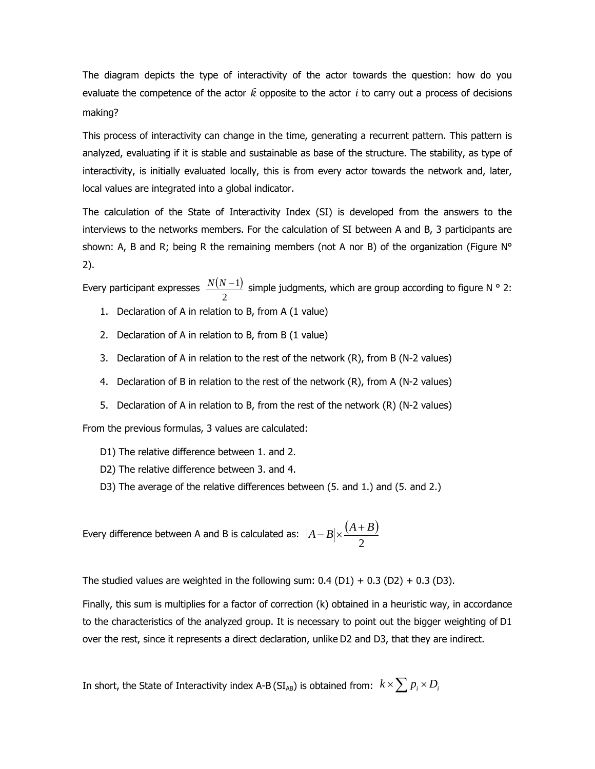The diagram depicts the type of interactivity of the actor towards the question: how do you evaluate the competence of the actor $k$ opposite to the actor $i$ to carry out a process of decisions making?

This process of interactivity can change in the time, generating a recurrent pattern. This pattern is analyzed, evaluating if it is stable and sustainable as base of the structure. The stability, as type of interactivity, is initially evaluated locally, this is from every actor towards the network and, later, local values are integrated into a global indicator.

The calculation of the State of Interactivity Index (SI) is developed from the answers to the interviews to the networks members. For the calculation of SI between A and B, 3 participants are shown: A, B and R; being R the remaining members (not A nor B) of the organization (Figure N° 2).

Every participant expresses $\frac{N(N-1)}{2}$ simple judgments, which are group according to figure N ° 2:

1. Declaration of A in relation to B, from A (1 value)
2. Declaration of A in relation to B, from B (1 value)
3. Declaration of A in relation to the rest of the network (R), from B (N-2 values)
4. Declaration of B in relation to the rest of the network (R), from A (N-2 values)
5. Declaration of A in relation to B, from the rest of the network (R) (N-2 values)

From the previous formulas, 3 values are calculated:

D1) The relative difference between 1. and 2.
D2) The relative difference between 3. and 4.
D3) The average of the relative differences between (5. and 1.) and (5. and 2.)

Every difference between A and B is calculated as: $|A-B| \times \frac{(A+B)}{2}$

The studied values are weighted in the following sum: 0.4 (D1) + 0.3 (D2) + 0.3 (D3).

Finally, this sum is multiplies for a factor of correction (k) obtained in a heuristic way, in accordance to the characteristics of the analyzed group. It is necessary to point out the bigger weighting of D1 over the rest, since it represents a direct declaration, unlike D2 and D3, that they are indirect.

In short, the State of Interactivity index A-B ($SI_{AB}$) is obtained from: $k \times \sum p_i \times D_i$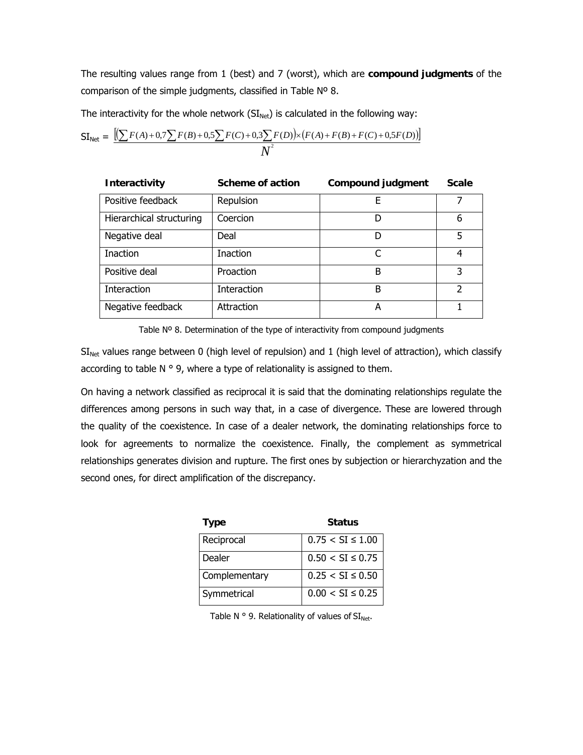The resulting values range from 1 (best) and 7 (worst), which are **compound judgments** of the comparison of the simple judgments, classified in Table Nº 8.

The interactivity for the whole network ($SI_{Net}$) is calculated in the following way:

$$SI_{Net} = \frac{\left[\left(\sum F(A) + 0{,}7\sum F(B) + 0{,}5\sum F(C) + 0{,}3\sum F(D)\right) \times \left(F(A) + F(B) + F(C) + 0{,}5F(D)\right)\right]}{N^2}$$

| Interactivity | Scheme of action | Compound judgment | Scale |
|---|---|---|---|
| Positive feedback | Repulsion | E | 7 |
| Hierarchical structuring | Coercion | D | 6 |
| Negative deal | Deal | D | 5 |
| Inaction | Inaction | C | 4 |
| Positive deal | Proaction | B | 3 |
| Interaction | Interaction | B | 2 |
| Negative feedback | Attraction | A | 1 |

Table Nº 8. Determination of the type of interactivity from compound judgments

$SI_{Net}$ values range between 0 (high level of repulsion) and 1 (high level of attraction), which classify according to table N ° 9, where a type of relationality is assigned to them.

On having a network classified as reciprocal it is said that the dominating relationships regulate the differences among persons in such way that, in a case of divergence. These are lowered through the quality of the coexistence. In case of a dealer network, the dominating relationships force to look for agreements to normalize the coexistence. Finally, the complement as symmetrical relationships generates division and rupture. The first ones by subjection or hierarchyzation and the second ones, for direct amplification of the discrepancy.

| Type | Status |
|---|---|
| Reciprocal | $0.75 < SI \leq 1.00$ |
| Dealer | $0.50 < SI \leq 0.75$ |
| Complementary | $0.25 < SI \leq 0.50$ |
| Symmetrical | $0.00 < SI \leq 0.25$ |

Table N ° 9. Relationality of values of $SI_{Net}$.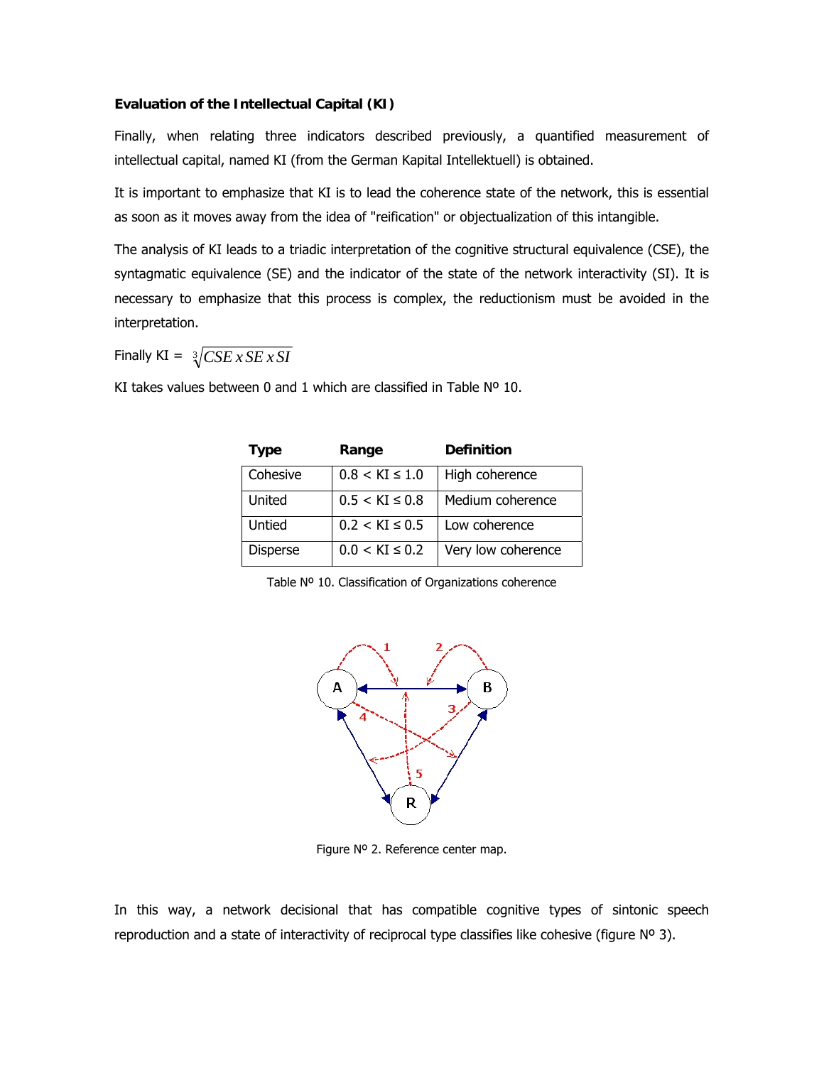**Evaluation of the Intellectual Capital (KI)**

Finally, when relating three indicators described previously, a quantified measurement of intellectual capital, named KI (from the German Kapital Intellektuell) is obtained.

It is important to emphasize that KI is to lead the coherence state of the network, this is essential as soon as it moves away from the idea of "reification" or objectualization of this intangible.

The analysis of KI leads to a triadic interpretation of the cognitive structural equivalence (CSE), the syntagmatic equivalence (SE) and the indicator of the state of the network interactivity (SI). It is necessary to emphasize that this process is complex, the reductionism must be avoided in the interpretation.

Finally KI = $\sqrt[3]{CSE \, x \, SE \, x \, SI}$

KI takes values between 0 and 1 which are classified in Table Nº 10.

| Type | Range | Definition |
|---|---|---|
| Cohesive | $0.8 < KI \leq 1.0$ | High coherence |
| United | $0.5 < KI \leq 0.8$ | Medium coherence |
| Untied | $0.2 < KI \leq 0.5$ | Low coherence |
| Disperse | $0.0 < KI \leq 0.2$ | Very low coherence |

Table Nº 10. Classification of Organizations coherence

Figure Nº 2. Reference center map.

In this way, a network decisional that has compatible cognitive types of sintonic speech reproduction and a state of interactivity of reciprocal type classifies like cohesive (figure Nº 3).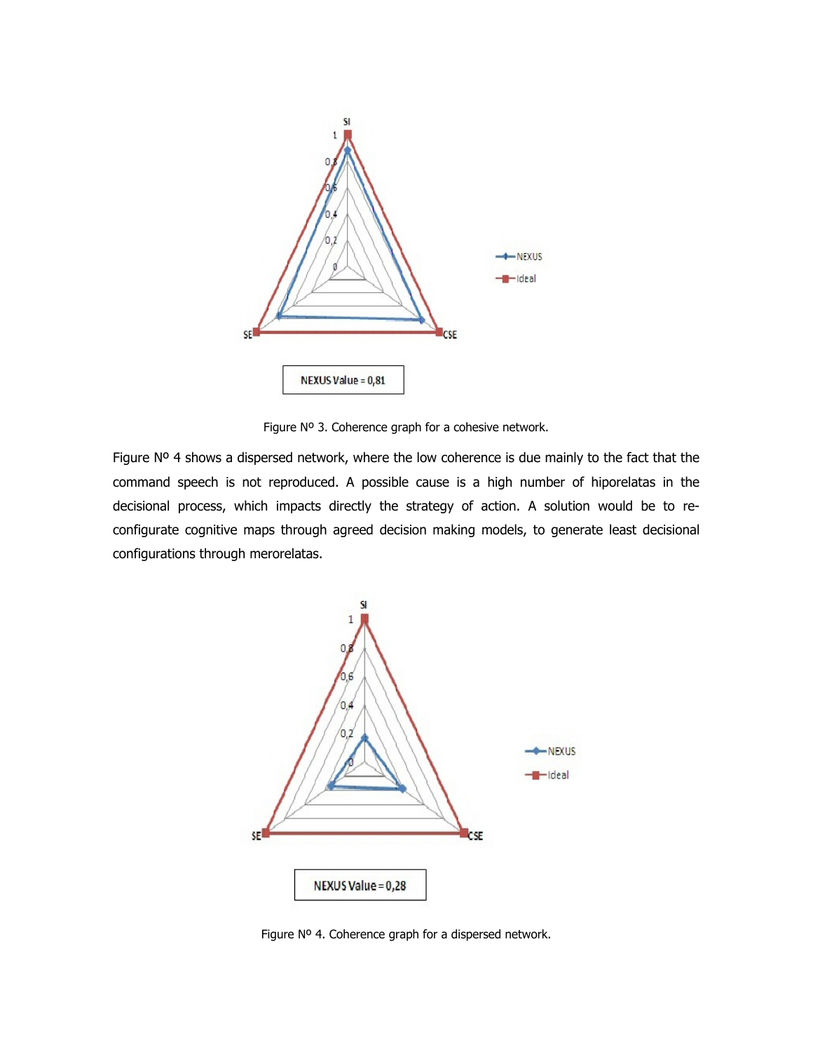Figure Nº 3. Coherence graph for a cohesive network.

Figure Nº 4 shows a dispersed network, where the low coherence is due mainly to the fact that the command speech is not reproduced. A possible cause is a high number of hiporelatas in the decisional process, which impacts directly the strategy of action. A solution would be to re-configurate cognitive maps through agreed decision making models, to generate least decisional configurations through merorelatas.

Figure Nº 4. Coherence graph for a dispersed network.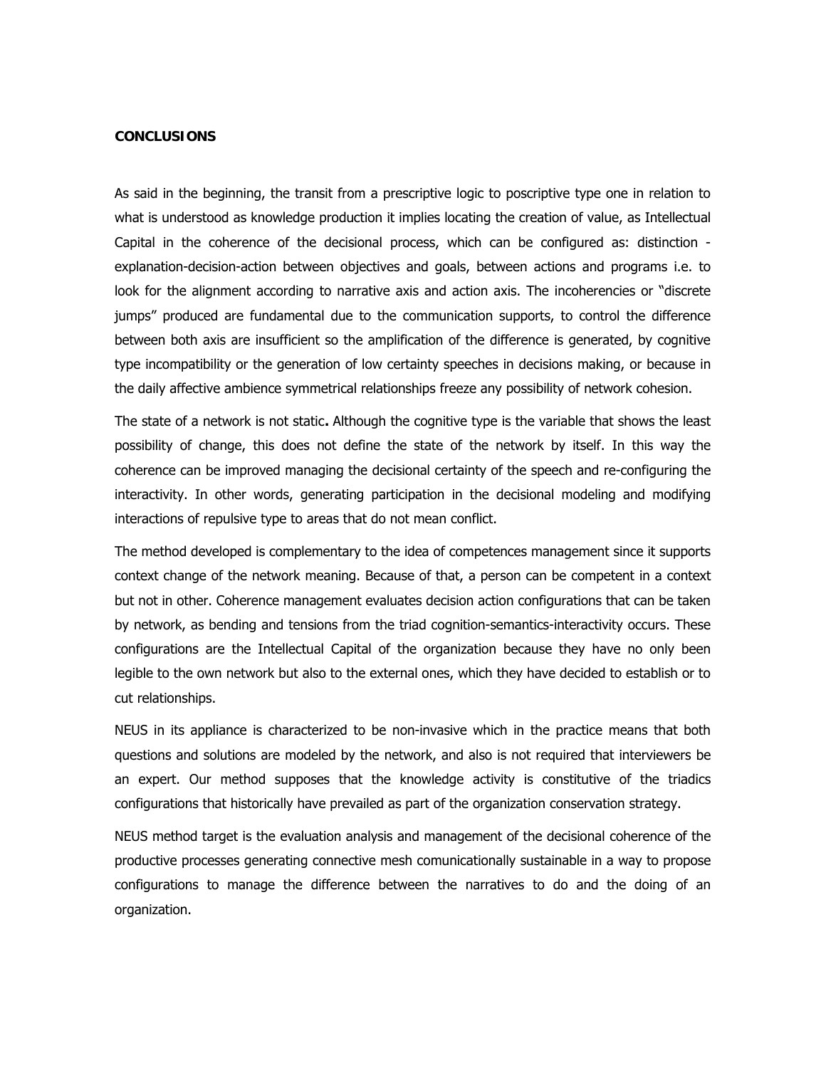**CONCLUSIONS**

As said in the beginning, the transit from a prescriptive logic to poscriptive type one in relation to what is understood as knowledge production it implies locating the creation of value, as Intellectual Capital in the coherence of the decisional process, which can be configured as: distinction - explanation-decision-action between objectives and goals, between actions and programs i.e. to look for the alignment according to narrative axis and action axis. The incoherencies or "discrete jumps" produced are fundamental due to the communication supports, to control the difference between both axis are insufficient so the amplification of the difference is generated, by cognitive type incompatibility or the generation of low certainty speeches in decisions making, or because in the daily affective ambience symmetrical relationships freeze any possibility of network cohesion.

The state of a network is not static**.** Although the cognitive type is the variable that shows the least possibility of change, this does not define the state of the network by itself. In this way the coherence can be improved managing the decisional certainty of the speech and re-configuring the interactivity. In other words, generating participation in the decisional modeling and modifying interactions of repulsive type to areas that do not mean conflict.

The method developed is complementary to the idea of competences management since it supports context change of the network meaning. Because of that, a person can be competent in a context but not in other. Coherence management evaluates decision action configurations that can be taken by network, as bending and tensions from the triad cognition-semantics-interactivity occurs. These configurations are the Intellectual Capital of the organization because they have no only been legible to the own network but also to the external ones, which they have decided to establish or to cut relationships.

NEUS in its appliance is characterized to be non-invasive which in the practice means that both questions and solutions are modeled by the network, and also is not required that interviewers be an expert. Our method supposes that the knowledge activity is constitutive of the triadics configurations that historically have prevailed as part of the organization conservation strategy.

NEUS method target is the evaluation analysis and management of the decisional coherence of the productive processes generating connective mesh comunicationally sustainable in a way to propose configurations to manage the difference between the narratives to do and the doing of an organization.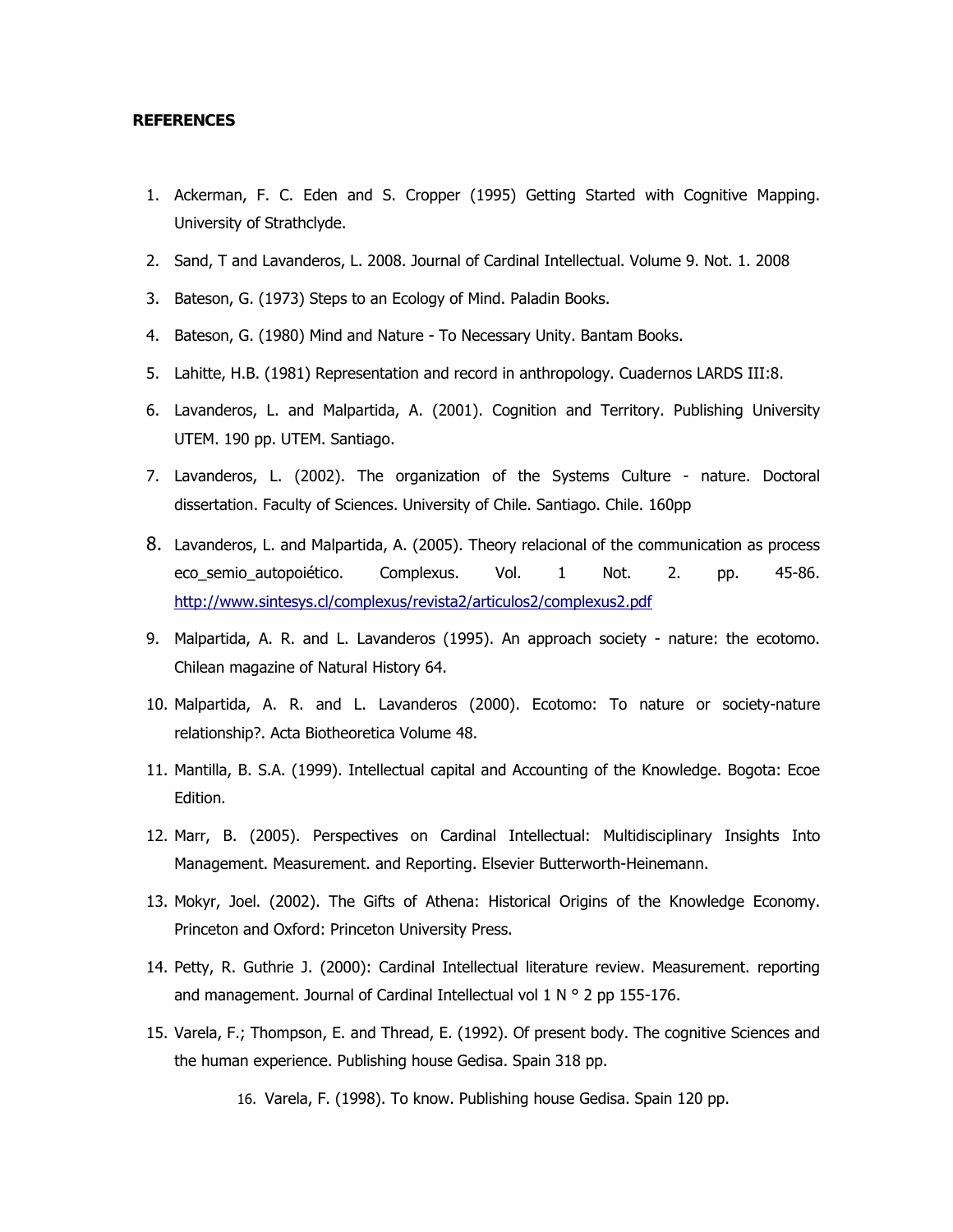**REFERENCES**

1. Ackerman, F. C. Eden and S. Cropper (1995) Getting Started with Cognitive Mapping. University of Strathclyde.
2. Sand, T and Lavanderos, L. 2008. Journal of Cardinal Intellectual. Volume 9. Not. 1. 2008
3. Bateson, G. (1973) Steps to an Ecology of Mind. Paladin Books.
4. Bateson, G. (1980) Mind and Nature - To Necessary Unity. Bantam Books.
5. Lahitte, H.B. (1981) Representation and record in anthropology. Cuadernos LARDS III:8.
6. Lavanderos, L. and Malpartida, A. (2001). Cognition and Territory. Publishing University UTEM. 190 pp. UTEM. Santiago.
7. Lavanderos, L. (2002). The organization of the Systems Culture - nature. Doctoral dissertation. Faculty of Sciences. University of Chile. Santiago. Chile. 160pp
8. Lavanderos, L. and Malpartida, A. (2005). Theory relacional of the communication as process eco_semio_autopoiético. Complexus. Vol. 1 Not. 2. pp. 45-86. http://www.sintesys.cl/complexus/revista2/articulos2/complexus2.pdf
9. Malpartida, A. R. and L. Lavanderos (1995). An approach society - nature: the ecotomo. Chilean magazine of Natural History 64.
10. Malpartida, A. R. and L. Lavanderos (2000). Ecotomo: To nature or society-nature relationship?. Acta Biotheoretica Volume 48.
11. Mantilla, B. S.A. (1999). Intellectual capital and Accounting of the Knowledge. Bogota: Ecoe Edition.
12. Marr, B. (2005). Perspectives on Cardinal Intellectual: Multidisciplinary Insights Into Management. Measurement. and Reporting. Elsevier Butterworth-Heinemann.
13. Mokyr, Joel. (2002). The Gifts of Athena: Historical Origins of the Knowledge Economy. Princeton and Oxford: Princeton University Press.
14. Petty, R. Guthrie J. (2000): Cardinal Intellectual literature review. Measurement. reporting and management. Journal of Cardinal Intellectual vol 1 N ° 2 pp 155-176.
15. Varela, F.; Thompson, E. and Thread, E. (1992). Of present body. The cognitive Sciences and the human experience. Publishing house Gedisa. Spain 318 pp.
16. Varela, F. (1998). To know. Publishing house Gedisa. Spain 120 pp.